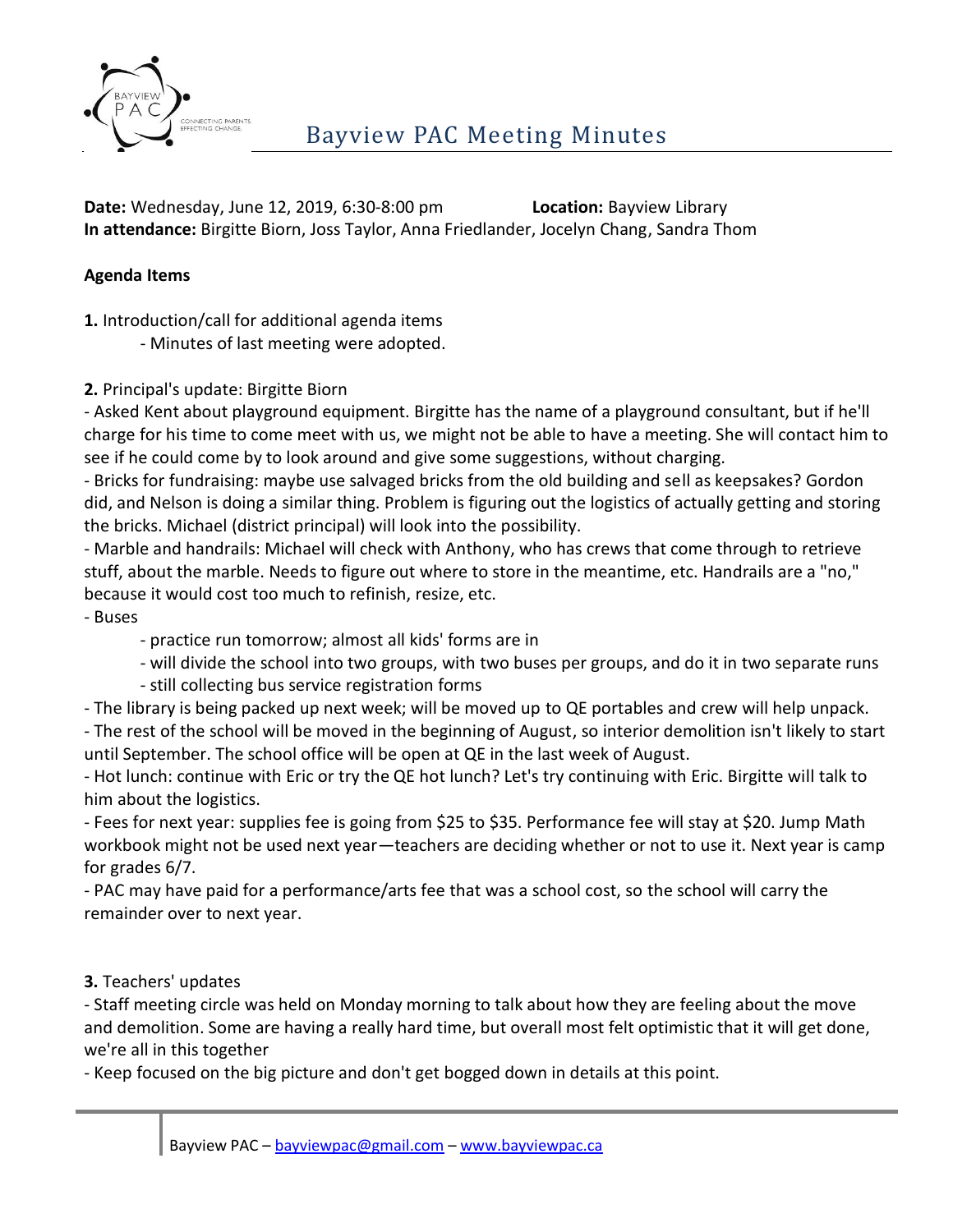# Bayview PAC Meeting Minutes

**Date:** Wednesday, June 12, 2019, 6:30-8:00 pm **Location:** Bayview Library
**In attendance:** Birgitte Biorn, Joss Taylor, Anna Friedlander, Jocelyn Chang, Sandra Thom

**Agenda Items**

**1.** Introduction/call for additional agenda items

- Minutes of last meeting were adopted.

**2.** Principal's update: Birgitte Biorn

- Asked Kent about playground equipment. Birgitte has the name of a playground consultant, but if he'll charge for his time to come meet with us, we might not be able to have a meeting. She will contact him to see if he could come by to look around and give some suggestions, without charging.
- Bricks for fundraising: maybe use salvaged bricks from the old building and sell as keepsakes? Gordon did, and Nelson is doing a similar thing. Problem is figuring out the logistics of actually getting and storing the bricks. Michael (district principal) will look into the possibility.
- Marble and handrails: Michael will check with Anthony, who has crews that come through to retrieve stuff, about the marble. Needs to figure out where to store in the meantime, etc. Handrails are a "no," because it would cost too much to refinish, resize, etc.
- Buses
    - practice run tomorrow; almost all kids' forms are in
    - will divide the school into two groups, with two buses per groups, and do it in two separate runs
    - still collecting bus service registration forms
- The library is being packed up next week; will be moved up to QE portables and crew will help unpack.
- The rest of the school will be moved in the beginning of August, so interior demolition isn't likely to start until September. The school office will be open at QE in the last week of August.
- Hot lunch: continue with Eric or try the QE hot lunch? Let's try continuing with Eric. Birgitte will talk to him about the logistics.
- Fees for next year: supplies fee is going from $25 to $35. Performance fee will stay at $20. Jump Math workbook might not be used next year—teachers are deciding whether or not to use it. Next year is camp for grades 6/7.
- PAC may have paid for a performance/arts fee that was a school cost, so the school will carry the remainder over to next year.

**3.** Teachers' updates

- Staff meeting circle was held on Monday morning to talk about how they are feeling about the move and demolition. Some are having a really hard time, but overall most felt optimistic that it will get done, we're all in this together
- Keep focused on the big picture and don't get bogged down in details at this point.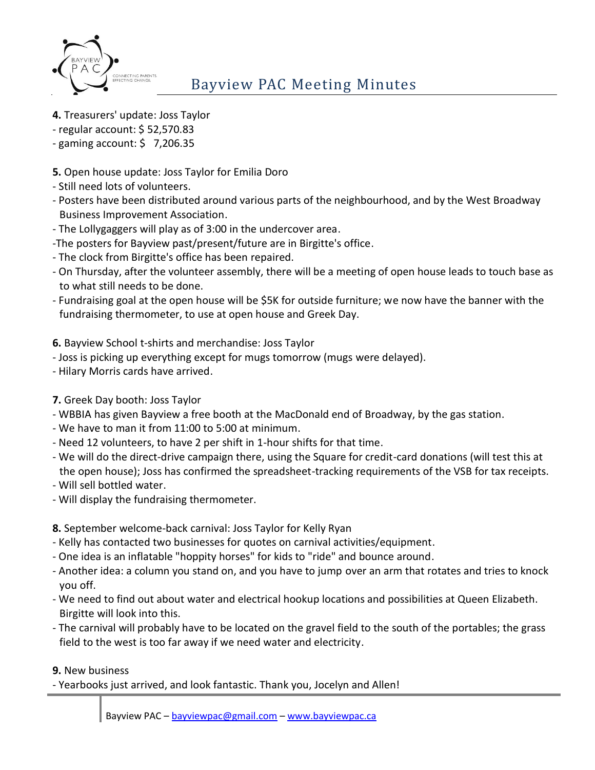**4.** Treasurers' update: Joss Taylor
- regular account: $ 52,570.83
- gaming account: $ 7,206.35

**5.** Open house update: Joss Taylor for Emilia Doro
- Still need lots of volunteers.
- Posters have been distributed around various parts of the neighbourhood, and by the West Broadway Business Improvement Association.
- The Lollygaggers will play as of 3:00 in the undercover area.
- The posters for Bayview past/present/future are in Birgitte's office.
- The clock from Birgitte's office has been repaired.
- On Thursday, after the volunteer assembly, there will be a meeting of open house leads to touch base as to what still needs to be done.
- Fundraising goal at the open house will be $5K for outside furniture; we now have the banner with the fundraising thermometer, to use at open house and Greek Day.

**6.** Bayview School t-shirts and merchandise: Joss Taylor
- Joss is picking up everything except for mugs tomorrow (mugs were delayed).
- Hilary Morris cards have arrived.

**7.** Greek Day booth: Joss Taylor
- WBBIA has given Bayview a free booth at the MacDonald end of Broadway, by the gas station.
- We have to man it from 11:00 to 5:00 at minimum.
- Need 12 volunteers, to have 2 per shift in 1-hour shifts for that time.
- We will do the direct-drive campaign there, using the Square for credit-card donations (will test this at the open house); Joss has confirmed the spreadsheet-tracking requirements of the VSB for tax receipts.
- Will sell bottled water.
- Will display the fundraising thermometer.

**8.** September welcome-back carnival: Joss Taylor for Kelly Ryan
- Kelly has contacted two businesses for quotes on carnival activities/equipment.
- One idea is an inflatable "hoppity horses" for kids to "ride" and bounce around.
- Another idea: a column you stand on, and you have to jump over an arm that rotates and tries to knock you off.
- We need to find out about water and electrical hookup locations and possibilities at Queen Elizabeth. Birgitte will look into this.
- The carnival will probably have to be located on the gravel field to the south of the portables; the grass field to the west is too far away if we need water and electricity.

**9.** New business
- Yearbooks just arrived, and look fantastic. Thank you, Jocelyn and Allen!